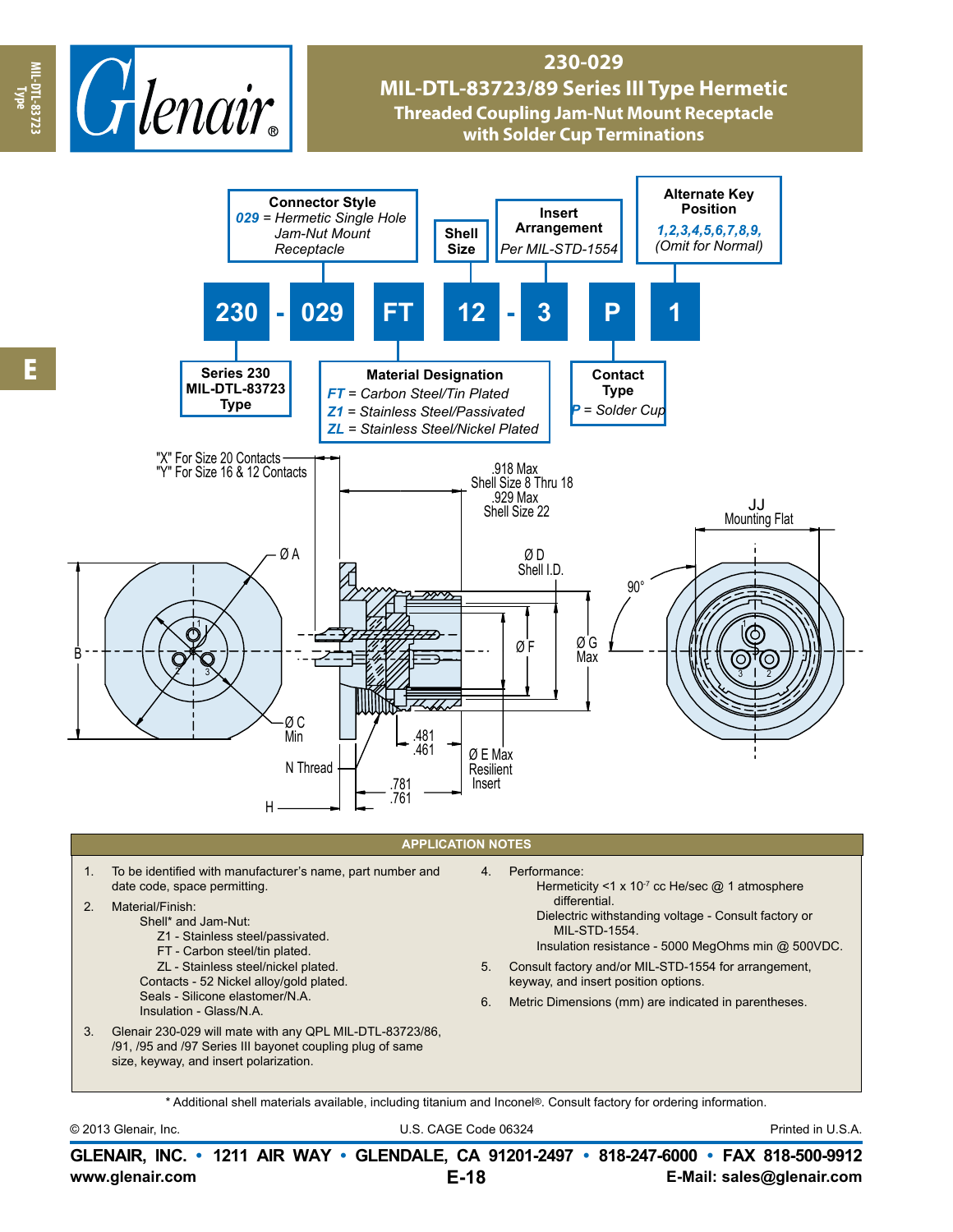# 230-029

## MIL-DTL-83723/89 Series III Type Hermetic

### Threaded Coupling Jam-Nut Mount Receptacle with Solder Cup Terminations

**Connector Style**
*029* = *Hermetic Single Hole Jam-Nut Mount Receptacle*

**Shell Size**

**Insert Arrangement**
*Per MIL-STD-1554*

**Alternate Key Position**
*1,2,3,4,5,6,7,8,9,*
*(Omit for Normal)*

**230 - 029 FT 12 - 3 P 1**

**Series 230 MIL-DTL-83723 Type**

**Material Designation**
*FT* = *Carbon Steel/Tin Plated*
*Z1* = *Stainless Steel/Passivated*
*ZL* = *Stainless Steel/Nickel Plated*

**Contact Type**
*P* = *Solder Cup*

"X" For Size 20 Contacts
"Y" For Size 16 & 12 Contacts

.918 Max Shell Size 8 Thru 18
.929 Max Shell Size 22

JJ Mounting Flat

Ø A

Ø D Shell I.D.

90°

B

Ø F

Ø G Max

Ø C Min

.481
.461

Ø E Max Resilient Insert

N Thread

.781
.761

H

## APPLICATION NOTES

1. To be identified with manufacturer's name, part number and date code, space permitting.
2. Material/Finish:
   - Shell* and Jam-Nut:
     - Z1 - Stainless steel/passivated.
     - FT - Carbon steel/tin plated.
     - ZL - Stainless steel/nickel plated.
   - Contacts - 52 Nickel alloy/gold plated.
   - Seals - Silicone elastomer/N.A.
   - Insulation - Glass/N.A.
3. Glenair 230-029 will mate with any QPL MIL-DTL-83723/86, /91, /95 and /97 Series III bayonet coupling plug of same size, keyway, and insert polarization.
4. Performance:
   - Hermeticity <1 x $10^{-7}$ cc He/sec @ 1 atmosphere differential.
   - Dielectric withstanding voltage - Consult factory or MIL-STD-1554.
   - Insulation resistance - 5000 MegOhms min @ 500VDC.
5. Consult factory and/or MIL-STD-1554 for arrangement, keyway, and insert position options.
6. Metric Dimensions (mm) are indicated in parentheses.

* Additional shell materials available, including titanium and Inconel®. Consult factory for ordering information.

© 2013 Glenair, Inc. U.S. CAGE Code 06324 Printed in U.S.A.

**GLENAIR, INC. • 1211 AIR WAY • GLENDALE, CA 91201-2497 • 818-247-6000 • FAX 818-500-9912**
**www.glenair.com** **E-Mail: sales@glenair.com**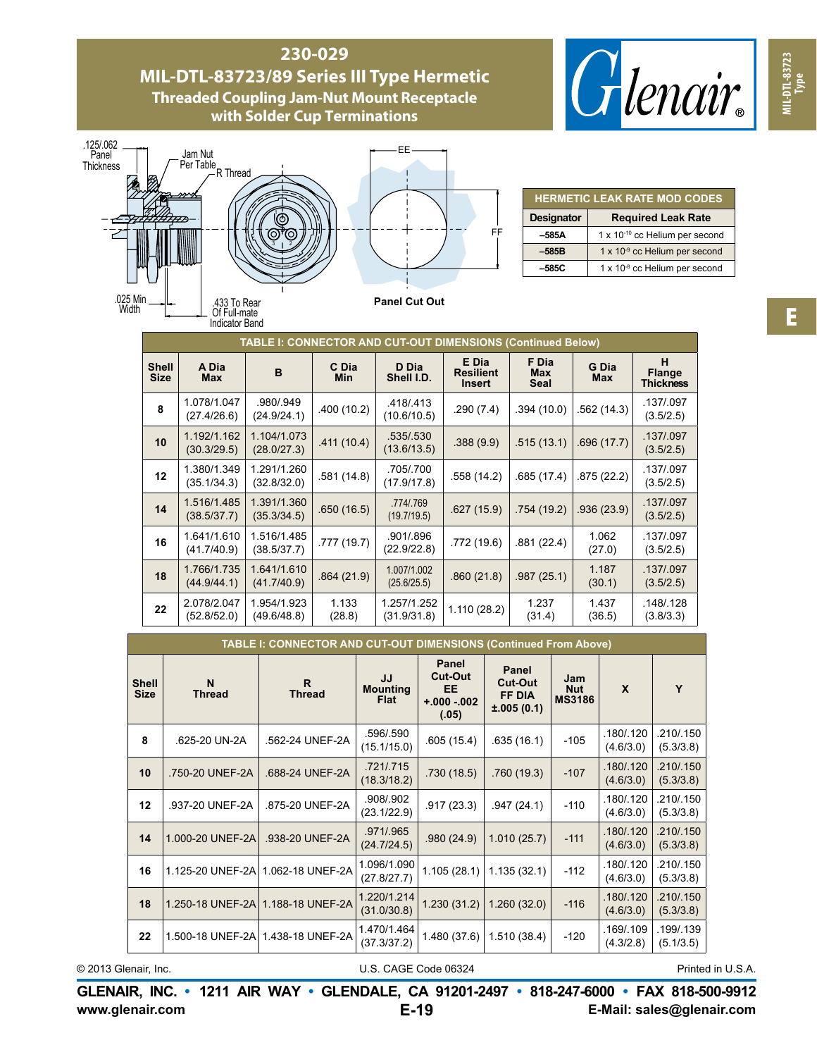# 230-029
## MIL-DTL-83723/89 Series III Type Hermetic
### Threaded Coupling Jam-Nut Mount Receptacle with Solder Cup Terminations

.125/.062 Panel Thickness

Jam Nut Per Table

R Thread

.025 Min Width

.433 To Rear Of Full-mate Indicator Band

EE

FF

Panel Cut Out

| HERMETIC LEAK RATE MOD CODES | |
|---|---|
| **Designator** | **Required Leak Rate** |
| –585A | 1 x $10^{-10}$ cc Helium per second |
| –585B | 1 x $10^{-9}$ cc Helium per second |
| –585C | 1 x $10^{-8}$ cc Helium per second |

**TABLE I: CONNECTOR AND CUT-OUT DIMENSIONS (Continued Below)**

| Shell Size | A Dia Max | B | C Dia Min | D Dia Shell I.D. | E Dia Resilient Insert | F Dia Max Seal | G Dia Max | H Flange Thickness |
|---|---|---|---|---|---|---|---|---|
| 8 | 1.078/1.047 (27.4/26.6) | .980/.949 (24.9/24.1) | .400 (10.2) | .418/.413 (10.6/10.5) | .290 (7.4) | .394 (10.0) | .562 (14.3) | .137/.097 (3.5/2.5) |
| 10 | 1.192/1.162 (30.3/29.5) | 1.104/1.073 (28.0/27.3) | .411 (10.4) | .535/.530 (13.6/13.5) | .388 (9.9) | .515 (13.1) | .696 (17.7) | .137/.097 (3.5/2.5) |
| 12 | 1.380/1.349 (35.1/34.3) | 1.291/1.260 (32.8/32.0) | .581 (14.8) | .705/.700 (17.9/17.8) | .558 (14.2) | .685 (17.4) | .875 (22.2) | .137/.097 (3.5/2.5) |
| 14 | 1.516/1.485 (38.5/37.7) | 1.391/1.360 (35.3/34.5) | .650 (16.5) | .774/.769 (19.7/19.5) | .627 (15.9) | .754 (19.2) | .936 (23.9) | .137/.097 (3.5/2.5) |
| 16 | 1.641/1.610 (41.7/40.9) | 1.516/1.485 (38.5/37.7) | .777 (19.7) | .901/.896 (22.9/22.8) | .772 (19.6) | .881 (22.4) | 1.062 (27.0) | .137/.097 (3.5/2.5) |
| 18 | 1.766/1.735 (44.9/44.1) | 1.641/1.610 (41.7/40.9) | .864 (21.9) | 1.007/1.002 (25.6/25.5) | .860 (21.8) | .987 (25.1) | 1.187 (30.1) | .137/.097 (3.5/2.5) |
| 22 | 2.078/2.047 (52.8/52.0) | 1.954/1.923 (49.6/48.8) | 1.133 (28.8) | 1.257/1.252 (31.9/31.8) | 1.110 (28.2) | 1.237 (31.4) | 1.437 (36.5) | .148/.128 (3.8/3.3) |

**TABLE I: CONNECTOR AND CUT-OUT DIMENSIONS (Continued From Above)**

| Shell Size | N Thread | R Thread | JJ Mounting Flat | Panel Cut-Out EE +.000 -.002 (.05) | Panel Cut-Out FF DIA ±.005 (0.1) | Jam Nut MS3186 | X | Y |
|---|---|---|---|---|---|---|---|---|
| 8 | .625-20 UN-2A | .562-24 UNEF-2A | .596/.590 (15.1/15.0) | .605 (15.4) | .635 (16.1) | -105 | .180/.120 (4.6/3.0) | .210/.150 (5.3/3.8) |
| 10 | .750-20 UNEF-2A | .688-24 UNEF-2A | .721/.715 (18.3/18.2) | .730 (18.5) | .760 (19.3) | -107 | .180/.120 (4.6/3.0) | .210/.150 (5.3/3.8) |
| 12 | .937-20 UNEF-2A | .875-20 UNEF-2A | .908/.902 (23.1/22.9) | .917 (23.3) | .947 (24.1) | -110 | .180/.120 (4.6/3.0) | .210/.150 (5.3/3.8) |
| 14 | 1.000-20 UNEF-2A | .938-20 UNEF-2A | .971/.965 (24.7/24.5) | .980 (24.9) | 1.010 (25.7) | -111 | .180/.120 (4.6/3.0) | .210/.150 (5.3/3.8) |
| 16 | 1.125-20 UNEF-2A | 1.062-18 UNEF-2A | 1.096/1.090 (27.8/27.7) | 1.105 (28.1) | 1.135 (32.1) | -112 | .180/.120 (4.6/3.0) | .210/.150 (5.3/3.8) |
| 18 | 1.250-18 UNEF-2A | 1.188-18 UNEF-2A | 1.220/1.214 (31.0/30.8) | 1.230 (31.2) | 1.260 (32.0) | -116 | .180/.120 (4.6/3.0) | .210/.150 (5.3/3.8) |
| 22 | 1.500-18 UNEF-2A | 1.438-18 UNEF-2A | 1.470/1.464 (37.3/37.2) | 1.480 (37.6) | 1.510 (38.4) | -120 | .169/.109 (4.3/2.8) | .199/.139 (5.1/3.5) |

© 2013 Glenair, Inc. U.S. CAGE Code 06324 Printed in U.S.A.

**GLENAIR, INC. • 1211 AIR WAY • GLENDALE, CA 91201-2497 • 818-247-6000 • FAX 818-500-9912**
www.glenair.com E-Mail: sales@glenair.com